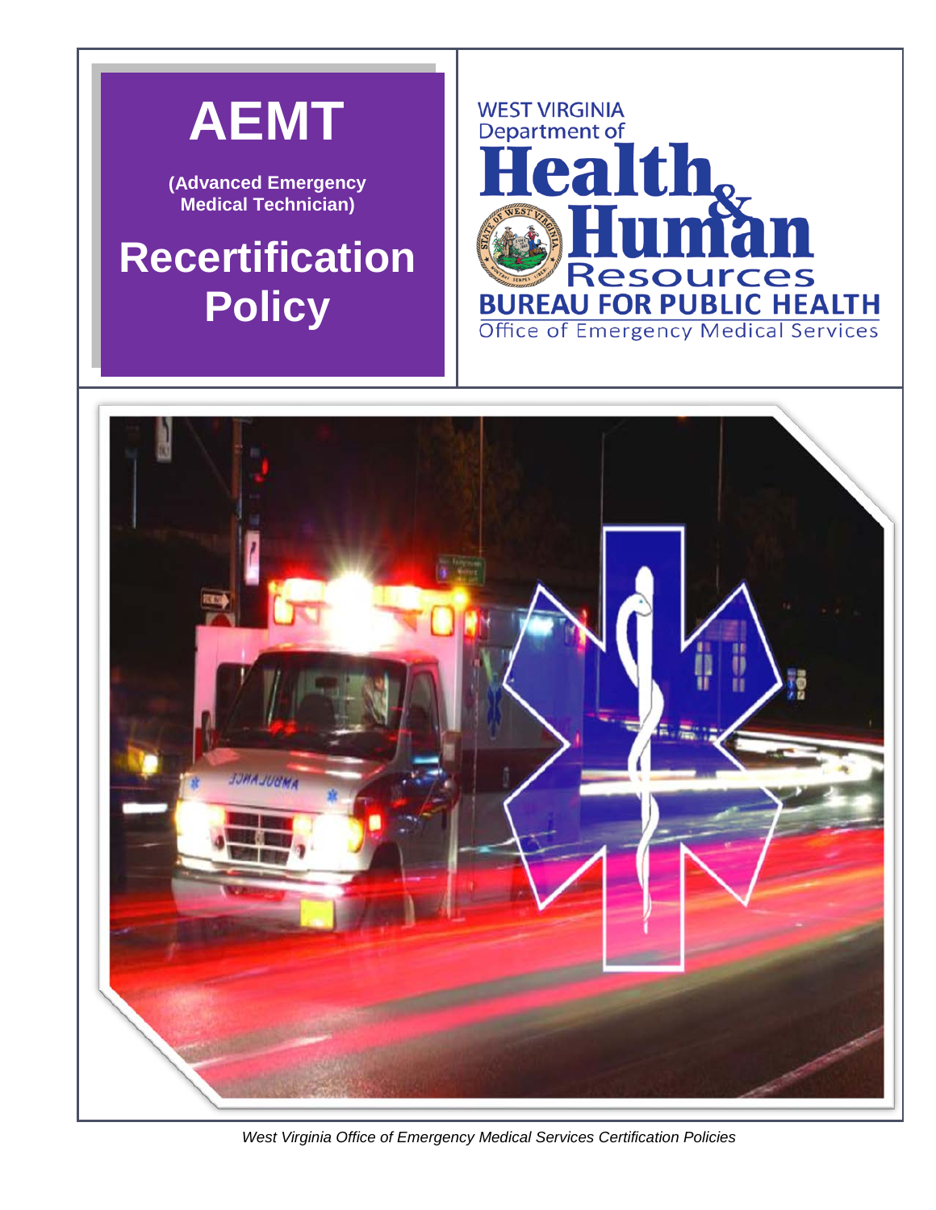# AEMT

**(Advanced Emergency Medical Technician)**

# Recertification Policy

WEST VIRGINIA
Department of
**Health & Human Resources**
**BUREAU FOR PUBLIC HEALTH**
Office of Emergency Medical Services

*West Virginia Office of Emergency Medical Services Certification Policies*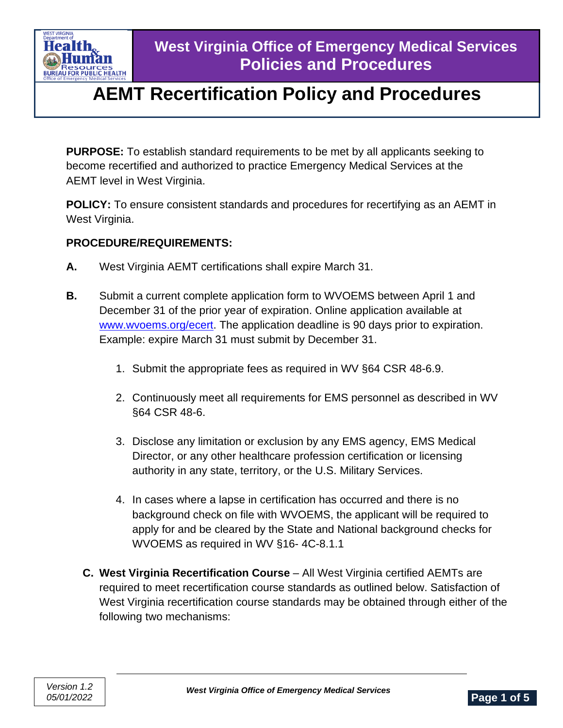# AEMT Recertification Policy and Procedures

**PURPOSE:** To establish standard requirements to be met by all applicants seeking to become recertified and authorized to practice Emergency Medical Services at the AEMT level in West Virginia.

**POLICY:** To ensure consistent standards and procedures for recertifying as an AEMT in West Virginia.

**PROCEDURE/REQUIREMENTS:**

**A.** West Virginia AEMT certifications shall expire March 31.

**B.** Submit a current complete application form to WVOEMS between April 1 and December 31 of the prior year of expiration. Online application available at www.wvoems.org/ecert. The application deadline is 90 days prior to expiration. Example: expire March 31 must submit by December 31.

1. Submit the appropriate fees as required in WV §64 CSR 48-6.9.
2. Continuously meet all requirements for EMS personnel as described in WV §64 CSR 48-6.
3. Disclose any limitation or exclusion by any EMS agency, EMS Medical Director, or any other healthcare profession certification or licensing authority in any state, territory, or the U.S. Military Services.
4. In cases where a lapse in certification has occurred and there is no background check on file with WVOEMS, the applicant will be required to apply for and be cleared by the State and National background checks for WVOEMS as required in WV §16- 4C-8.1.1

**C. West Virginia Recertification Course** – All West Virginia certified AEMTs are required to meet recertification course standards as outlined below. Satisfaction of West Virginia recertification course standards may be obtained through either of the following two mechanisms: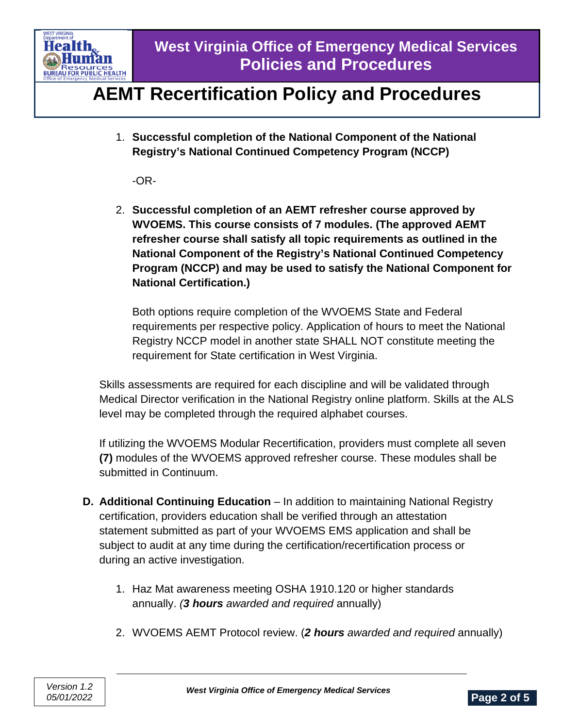1. **Successful completion of the National Component of the National Registry's National Continued Competency Program (NCCP)**

   -OR-

2. **Successful completion of an AEMT refresher course approved by WVOEMS. This course consists of 7 modules. (The approved AEMT refresher course shall satisfy all topic requirements as outlined in the National Component of the Registry's National Continued Competency Program (NCCP) and may be used to satisfy the National Component for National Certification.)**

   Both options require completion of the WVOEMS State and Federal requirements per respective policy. Application of hours to meet the National Registry NCCP model in another state SHALL NOT constitute meeting the requirement for State certification in West Virginia.

Skills assessments are required for each discipline and will be validated through Medical Director verification in the National Registry online platform. Skills at the ALS level may be completed through the required alphabet courses.

If utilizing the WVOEMS Modular Recertification, providers must complete all seven **(7)** modules of the WVOEMS approved refresher course. These modules shall be submitted in Continuum.

**D. Additional Continuing Education** – In addition to maintaining National Registry certification, providers education shall be verified through an attestation statement submitted as part of your WVOEMS EMS application and shall be subject to audit at any time during the certification/recertification process or during an active investigation.

1. Haz Mat awareness meeting OSHA 1910.120 or higher standards annually. *(**3 hours** awarded and required* annually)

2. WVOEMS AEMT Protocol review. (***2 hours** awarded and required* annually)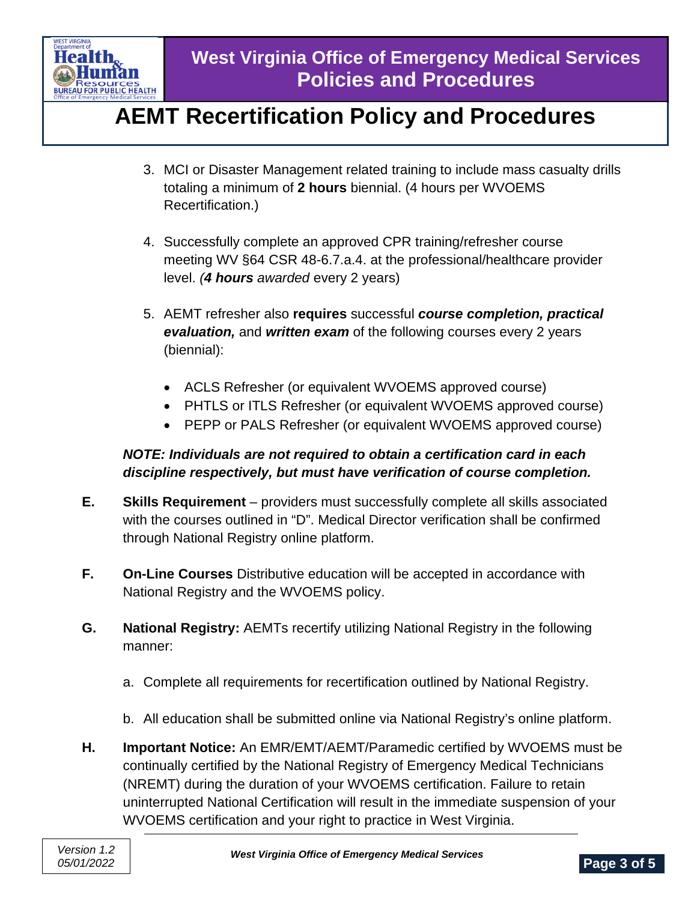3. MCI or Disaster Management related training to include mass casualty drills totaling a minimum of **2 hours** biennial. (4 hours per WVOEMS Recertification.)

4. Successfully complete an approved CPR training/refresher course meeting WV §64 CSR 48-6.7.a.4. at the professional/healthcare provider level. *(**4 hours** awarded* every 2 years)

5. AEMT refresher also **requires** successful ***course completion, practical evaluation,*** and ***written exam*** of the following courses every 2 years (biennial):

   - ACLS Refresher (or equivalent WVOEMS approved course)
   - PHTLS or ITLS Refresher (or equivalent WVOEMS approved course)
   - PEPP or PALS Refresher (or equivalent WVOEMS approved course)

***NOTE: Individuals are not required to obtain a certification card in each discipline respectively, but must have verification of course completion.***

**E.** **Skills Requirement** – providers must successfully complete all skills associated with the courses outlined in "D". Medical Director verification shall be confirmed through National Registry online platform.

**F.** **On-Line Courses** Distributive education will be accepted in accordance with National Registry and the WVOEMS policy.

**G.** **National Registry:** AEMTs recertify utilizing National Registry in the following manner:

a. Complete all requirements for recertification outlined by National Registry.

b. All education shall be submitted online via National Registry's online platform.

**H.** **Important Notice:** An EMR/EMT/AEMT/Paramedic certified by WVOEMS must be continually certified by the National Registry of Emergency Medical Technicians (NREMT) during the duration of your WVOEMS certification. Failure to retain uninterrupted National Certification will result in the immediate suspension of your WVOEMS certification and your right to practice in West Virginia.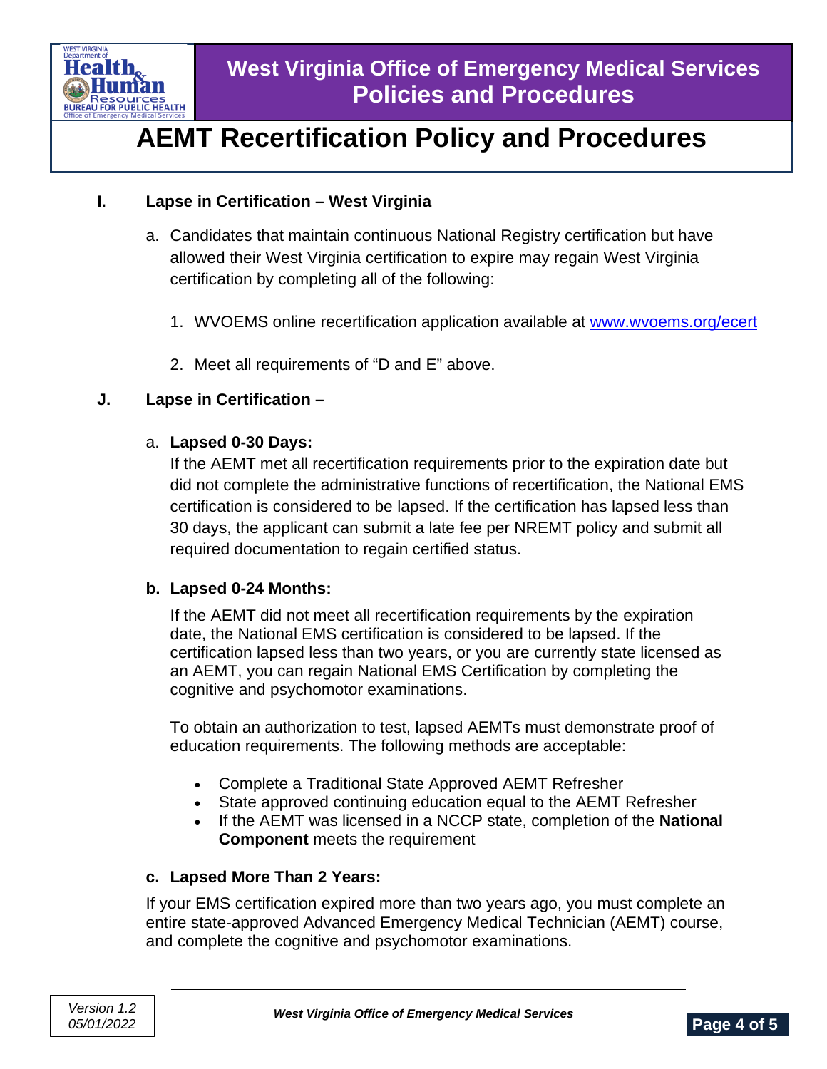**I. Lapse in Certification – West Virginia**

a. Candidates that maintain continuous National Registry certification but have allowed their West Virginia certification to expire may regain West Virginia certification by completing all of the following:

1. WVOEMS online recertification application available at [www.wvoems.org/ecert](www.wvoems.org/ecert)

2. Meet all requirements of "D and E" above.

**J. Lapse in Certification –**

a. **Lapsed 0-30 Days:**
If the AEMT met all recertification requirements prior to the expiration date but did not complete the administrative functions of recertification, the National EMS certification is considered to be lapsed. If the certification has lapsed less than 30 days, the applicant can submit a late fee per NREMT policy and submit all required documentation to regain certified status.

**b. Lapsed 0-24 Months:**

If the AEMT did not meet all recertification requirements by the expiration date, the National EMS certification is considered to be lapsed. If the certification lapsed less than two years, or you are currently state licensed as an AEMT, you can regain National EMS Certification by completing the cognitive and psychomotor examinations.

To obtain an authorization to test, lapsed AEMTs must demonstrate proof of education requirements. The following methods are acceptable:

- Complete a Traditional State Approved AEMT Refresher
- State approved continuing education equal to the AEMT Refresher
- If the AEMT was licensed in a NCCP state, completion of the **National Component** meets the requirement

**c. Lapsed More Than 2 Years:**

If your EMS certification expired more than two years ago, you must complete an entire state-approved Advanced Emergency Medical Technician (AEMT) course, and complete the cognitive and psychomotor examinations.

*Version 1.2*
*05/01/2022*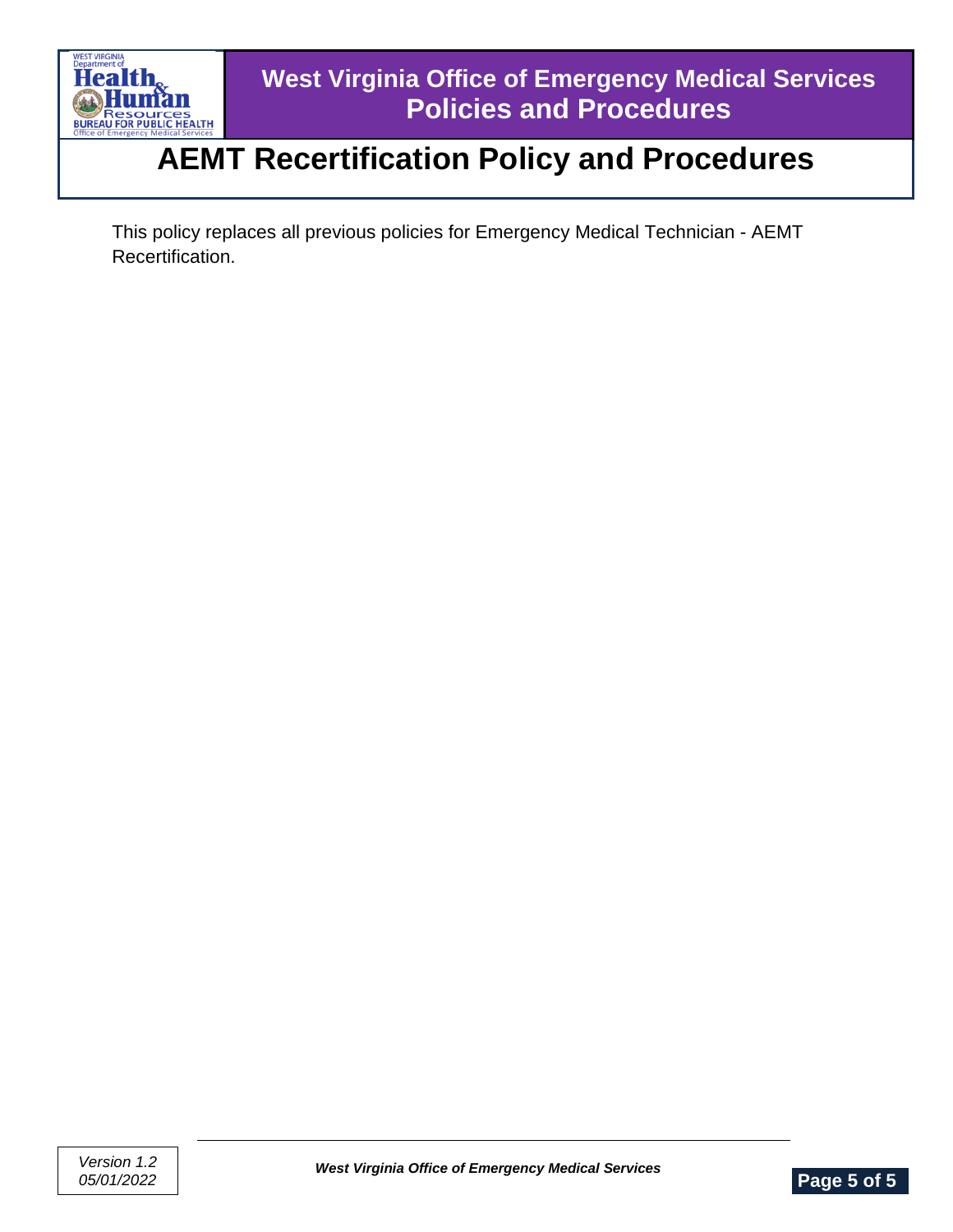This policy replaces all previous policies for Emergency Medical Technician - AEMT Recertification.